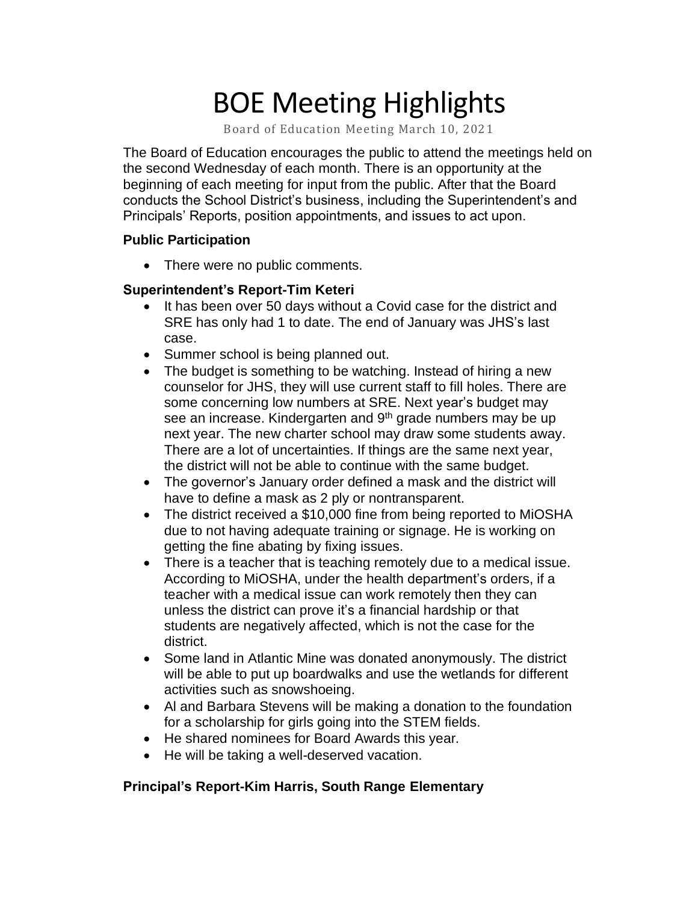# BOE Meeting Highlights

Board of Education Meeting March 10, 2021

The Board of Education encourages the public to attend the meetings held on the second Wednesday of each month. There is an opportunity at the beginning of each meeting for input from the public. After that the Board conducts the School District's business, including the Superintendent's and Principals' Reports, position appointments, and issues to act upon.

### Public Participation

- There were no public comments.

### Superintendent's Report-Tim Keteri

- It has been over 50 days without a Covid case for the district and SRE has only had 1 to date. The end of January was JHS's last case.
- Summer school is being planned out.
- The budget is something to be watching. Instead of hiring a new counselor for JHS, they will use current staff to fill holes. There are some concerning low numbers at SRE. Next year's budget may see an increase. Kindergarten and 9th grade numbers may be up next year. The new charter school may draw some students away. There are a lot of uncertainties. If things are the same next year, the district will not be able to continue with the same budget.
- The governor's January order defined a mask and the district will have to define a mask as 2 ply or nontransparent.
- The district received a $10,000 fine from being reported to MiOSHA due to not having adequate training or signage. He is working on getting the fine abating by fixing issues.
- There is a teacher that is teaching remotely due to a medical issue. According to MiOSHA, under the health department's orders, if a teacher with a medical issue can work remotely then they can unless the district can prove it's a financial hardship or that students are negatively affected, which is not the case for the district.
- Some land in Atlantic Mine was donated anonymously. The district will be able to put up boardwalks and use the wetlands for different activities such as snowshoeing.
- Al and Barbara Stevens will be making a donation to the foundation for a scholarship for girls going into the STEM fields.
- He shared nominees for Board Awards this year.
- He will be taking a well-deserved vacation.

### Principal's Report-Kim Harris, South Range Elementary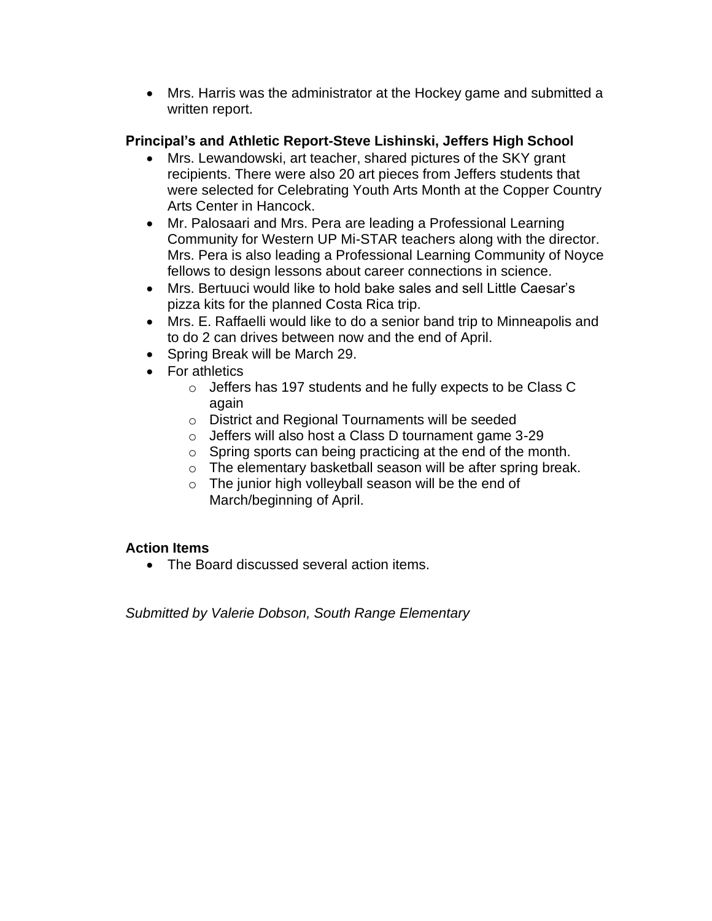- Mrs. Harris was the administrator at the Hockey game and submitted a written report.

**Principal's and Athletic Report-Steve Lishinski, Jeffers High School**

- Mrs. Lewandowski, art teacher, shared pictures of the SKY grant recipients. There were also 20 art pieces from Jeffers students that were selected for Celebrating Youth Arts Month at the Copper Country Arts Center in Hancock.
- Mr. Palosaari and Mrs. Pera are leading a Professional Learning Community for Western UP Mi-STAR teachers along with the director. Mrs. Pera is also leading a Professional Learning Community of Noyce fellows to design lessons about career connections in science.
- Mrs. Bertuuci would like to hold bake sales and sell Little Caesar's pizza kits for the planned Costa Rica trip.
- Mrs. E. Raffaelli would like to do a senior band trip to Minneapolis and to do 2 can drives between now and the end of April.
- Spring Break will be March 29.
- For athletics
  - Jeffers has 197 students and he fully expects to be Class C again
  - District and Regional Tournaments will be seeded
  - Jeffers will also host a Class D tournament game 3-29
  - Spring sports can being practicing at the end of the month.
  - The elementary basketball season will be after spring break.
  - The junior high volleyball season will be the end of March/beginning of April.

**Action Items**

- The Board discussed several action items.

*Submitted by Valerie Dobson, South Range Elementary*